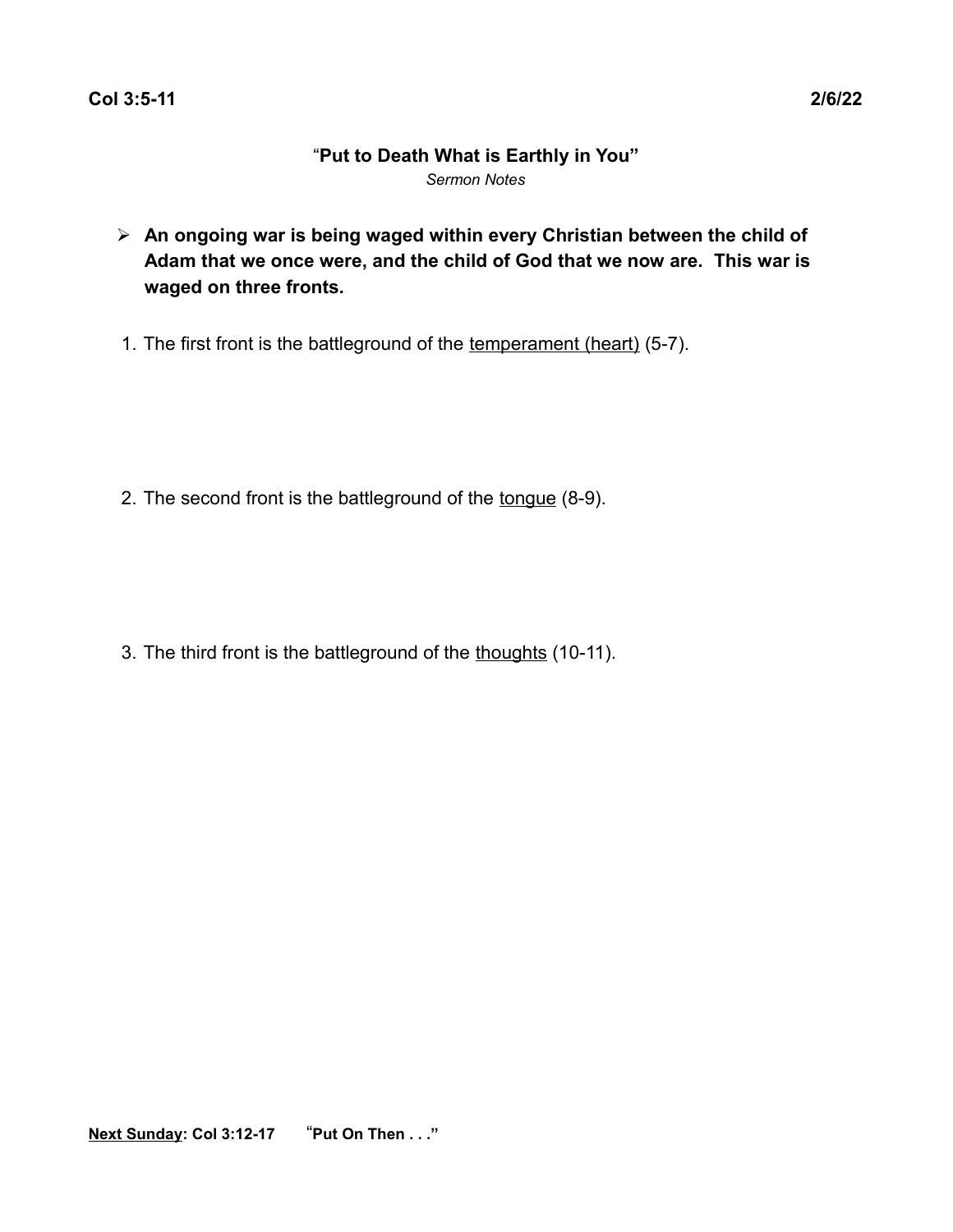**Col 3:5-11** **2/6/22**

# "Put to Death What is Earthly in You"

*Sermon Notes*

- **An ongoing war is being waged within every Christian between the child of Adam that we once were, and the child of God that we now are. This war is waged on three fronts.**

1. The first front is the battleground of the <u>temperament (heart)</u> (5-7).

2. The second front is the battleground of the <u>tongue</u> (8-9).

3. The third front is the battleground of the <u>thoughts</u> (10-11).

**<u>Next Sunday</u>: Col 3:12-17** "**Put On Then . . .**"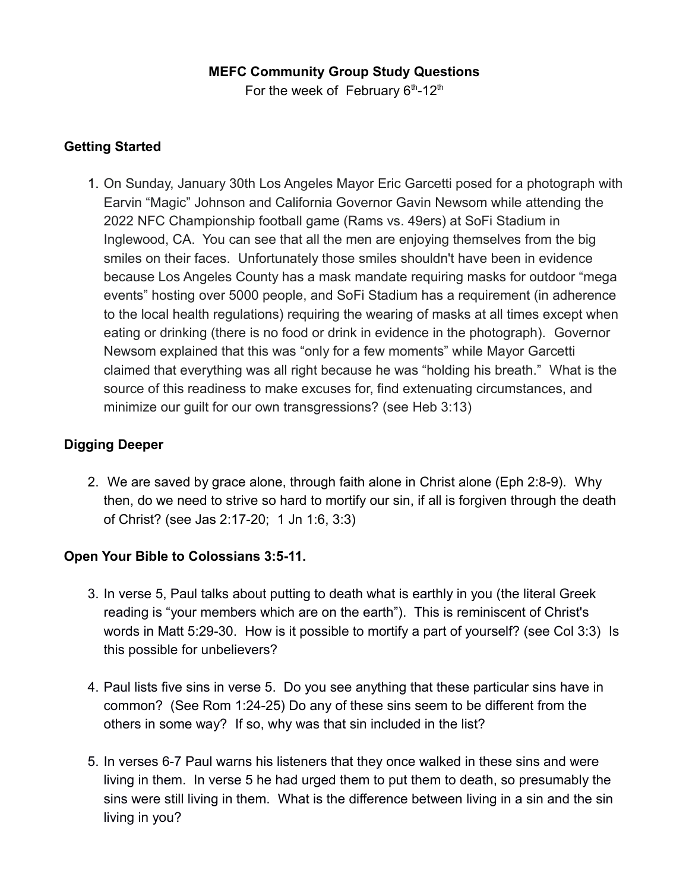**MEFC Community Group Study Questions**

For the week of February 6th-12th

**Getting Started**

1. On Sunday, January 30th Los Angeles Mayor Eric Garcetti posed for a photograph with Earvin "Magic" Johnson and California Governor Gavin Newsom while attending the 2022 NFC Championship football game (Rams vs. 49ers) at SoFi Stadium in Inglewood, CA. You can see that all the men are enjoying themselves from the big smiles on their faces. Unfortunately those smiles shouldn't have been in evidence because Los Angeles County has a mask mandate requiring masks for outdoor "mega events" hosting over 5000 people, and SoFi Stadium has a requirement (in adherence to the local health regulations) requiring the wearing of masks at all times except when eating or drinking (there is no food or drink in evidence in the photograph). Governor Newsom explained that this was "only for a few moments" while Mayor Garcetti claimed that everything was all right because he was "holding his breath." What is the source of this readiness to make excuses for, find extenuating circumstances, and minimize our guilt for our own transgressions? (see Heb 3:13)

**Digging Deeper**

2. We are saved by grace alone, through faith alone in Christ alone (Eph 2:8-9). Why then, do we need to strive so hard to mortify our sin, if all is forgiven through the death of Christ? (see Jas 2:17-20; 1 Jn 1:6, 3:3)

**Open Your Bible to Colossians 3:5-11.**

3. In verse 5, Paul talks about putting to death what is earthly in you (the literal Greek reading is "your members which are on the earth"). This is reminiscent of Christ's words in Matt 5:29-30. How is it possible to mortify a part of yourself? (see Col 3:3) Is this possible for unbelievers?

4. Paul lists five sins in verse 5. Do you see anything that these particular sins have in common? (See Rom 1:24-25) Do any of these sins seem to be different from the others in some way? If so, why was that sin included in the list?

5. In verses 6-7 Paul warns his listeners that they once walked in these sins and were living in them. In verse 5 he had urged them to put them to death, so presumably the sins were still living in them. What is the difference between living in a sin and the sin living in you?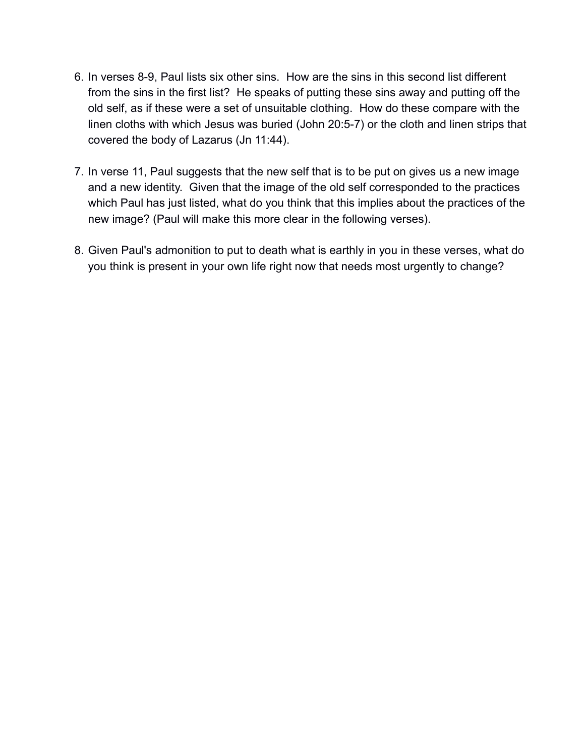6. In verses 8-9, Paul lists six other sins. How are the sins in this second list different from the sins in the first list? He speaks of putting these sins away and putting off the old self, as if these were a set of unsuitable clothing. How do these compare with the linen cloths with which Jesus was buried (John 20:5-7) or the cloth and linen strips that covered the body of Lazarus (Jn 11:44).

7. In verse 11, Paul suggests that the new self that is to be put on gives us a new image and a new identity. Given that the image of the old self corresponded to the practices which Paul has just listed, what do you think that this implies about the practices of the new image? (Paul will make this more clear in the following verses).

8. Given Paul's admonition to put to death what is earthly in you in these verses, what do you think is present in your own life right now that needs most urgently to change?